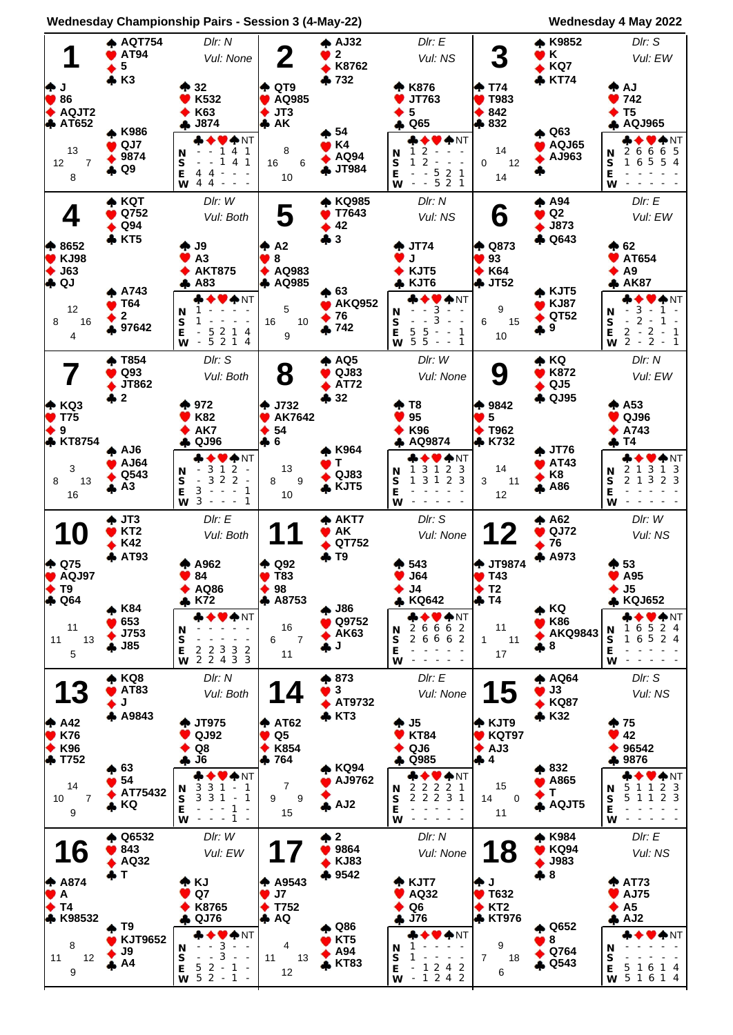# Wednesday Championship Pairs - Session 3 (4-May-22)

Wednesday 4 May 2022

## Board 1

Dlr: N  Vul: None

North: ♠ AQT754 ♥ AT94 ♦ 5 ♣ K3

West: ♠ J ♥ 86 ♦ AQJT2 ♣ AT652

East: ♠ 32 ♥ K532 ♦ K63 ♣ J874

South: ♠ K986 ♥ QJ7 ♦ 9874 ♣ Q9

HCP: N 13, E 7, S 8, W 12

| | ♣ | ♦ | ♥ | ♠ | NT |
|---|---|---|---|---|---|
| N | - | - | 1 | 4 | 1 |
| S | - | - | 1 | 4 | 1 |
| E | 4 | 4 | - | - | - |
| W | 4 | 4 | - | - | - |

## Board 2

Dlr: E  Vul: NS

North: ♠ AJ32 ♥ 2 ♦ K8762 ♣ 732

West: ♠ QT9 ♥ AQ985 ♦ JT3 ♣ AK

East: ♠ K876 ♥ JT763 ♦ 5 ♣ Q65

South: ♠ 54 ♥ K4 ♦ AQ94 ♣ JT984

HCP: N 8, E 6, S 10, W 16

| | ♣ | ♦ | ♥ | ♠ | NT |
|---|---|---|---|---|---|
| N | 1 | 2 | - | - | - |
| S | 1 | 2 | - | - | - |
| E | - | - | 5 | 2 | 1 |
| W | - | - | 5 | 2 | 1 |

## Board 3

Dlr: S  Vul: EW

North: ♠ K9852 ♥ K ♦ KQ7 ♣ KT74

West: ♠ T74 ♥ T983 ♦ 842 ♣ 832

East: ♠ AJ ♥ 742 ♦ T5 ♣ AQJ965

South: ♠ Q63 ♥ AQJ65 ♦ AJ963 ♣ 

HCP: N 14, E 12, S 14, W 0

| | ♣ | ♦ | ♥ | ♠ | NT |
|---|---|---|---|---|---|
| N | 2 | 6 | 6 | 6 | 5 |
| S | 1 | 6 | 5 | 5 | 4 |
| E | - | - | - | - | - |
| W | - | - | - | - | - |

## Board 4

Dlr: W  Vul: Both

North: ♠ KQT ♥ Q752 ♦ Q94 ♣ KT5

West: ♠ 8652 ♥ KJ98 ♦ J63 ♣ QJ

East: ♠ J9 ♥ A3 ♦ AKT875 ♣ A83

South: ♠ A743 ♥ T64 ♦ 2 ♣ 97642

HCP: N 12, E 16, S 4, W 8

| | ♣ | ♦ | ♥ | ♠ | NT |
|---|---|---|---|---|---|
| N | 1 | - | - | - | - |
| S | 1 | - | - | - | - |
| E | - | 5 | 2 | 1 | 4 |
| W | - | 5 | 2 | 1 | 4 |

## Board 5

Dlr: N  Vul: NS

North: ♠ KQ985 ♥ T7643 ♦ 42 ♣ 3

West: ♠ A2 ♥ 8 ♦ AQ983 ♣ AQ985

East: ♠ JT74 ♥ J ♦ KJT5 ♣ KJT6

South: ♠ 63 ♥ AKQ952 ♦ 76 ♣ 742

HCP: N 5, E 10, S 9, W 16

| | ♣ | ♦ | ♥ | ♠ | NT |
|---|---|---|---|---|---|
| N | - | - | 3 | - | - |
| S | - | - | 3 | - | - |
| E | 5 | 5 | - | - | 1 |
| W | 5 | 5 | - | - | 1 |

## Board 6

Dlr: E  Vul: EW

North: ♠ A94 ♥ Q2 ♦ J873 ♣ Q643

West: ♠ Q873 ♥ 93 ♦ K64 ♣ JT52

East: ♠ 62 ♥ AT654 ♦ A9 ♣ AK87

South: ♠ KJT5 ♥ KJ87 ♦ QT52 ♣ 9

HCP: N 9, E 15, S 10, W 6

| | ♣ | ♦ | ♥ | ♠ | NT |
|---|---|---|---|---|---|
| N | - | 3 | - | 1 | - |
| S | - | 2 | - | 1 | - |
| E | 2 | - | 2 | - | 1 |
| W | 2 | - | 2 | - | 1 |

## Board 7

Dlr: S  Vul: Both

North: ♠ T854 ♥ Q93 ♦ JT862 ♣ 2

West: ♠ KQ3 ♥ T75 ♦ 9 ♣ KT8754

East: ♠ 972 ♥ K82 ♦ AK7 ♣ QJ96

South: ♠ AJ6 ♥ AJ64 ♦ Q543 ♣ A3

HCP: N 3, E 13, S 16, W 8

| | ♣ | ♦ | ♥ | ♠ | NT |
|---|---|---|---|---|---|
| N | - | 3 | 1 | 2 | - |
| S | - | 3 | 2 | 2 | - |
| E | 3 | - | - | - | 1 |
| W | 3 | - | - | - | 1 |

## Board 8

Dlr: W  Vul: None

North: ♠ AQ5 ♥ QJ83 ♦ AT72 ♣ 32

West: ♠ J732 ♥ AK7642 ♦ 54 ♣ 6

East: ♠ T8 ♥ 95 ♦ K96 ♣ AQ9874

South: ♠ K964 ♥ T ♦ QJ83 ♣ KJT5

HCP: N 13, E 9, S 10, W 8

| | ♣ | ♦ | ♥ | ♠ | NT |
|---|---|---|---|---|---|
| N | 1 | 3 | 1 | 2 | 3 |
| S | 1 | 3 | 1 | 2 | 3 |
| E | - | - | - | - | - |
| W | - | - | - | - | - |

## Board 9

Dlr: N  Vul: EW

North: ♠ KQ ♥ K872 ♦ QJ5 ♣ QJ95

West: ♠ 9842 ♥ 5 ♦ T962 ♣ K732

East: ♠ A53 ♥ QJ96 ♦ A743 ♣ T4

South: ♠ JT76 ♥ AT43 ♦ K8 ♣ A86

HCP: N 14, E 11, S 12, W 3

| | ♣ | ♦ | ♥ | ♠ | NT |
|---|---|---|---|---|---|
| N | 2 | 1 | 3 | 1 | 3 |
| S | 2 | 1 | 3 | 2 | 3 |
| E | - | - | - | - | - |
| W | - | - | - | - | - |

## Board 10

Dlr: E  Vul: Both

North: ♠ JT3 ♥ KT2 ♦ K42 ♣ AT93

West: ♠ Q75 ♥ AQJ97 ♦ T9 ♣ Q64

East: ♠ A962 ♥ 84 ♦ AQ86 ♣ K72

South: ♠ K84 ♥ 653 ♦ J753 ♣ J85

HCP: N 11, E 13, S 5, W 11

| | ♣ | ♦ | ♥ | ♠ | NT |
|---|---|---|---|---|---|
| N | - | - | - | - | - |
| S | - | - | - | - | - |
| E | 2 | 2 | 3 | 3 | 2 |
| W | 2 | 2 | 4 | 3 | 3 |

## Board 11

Dlr: S  Vul: None

North: ♠ AKT7 ♥ AK ♦ QT752 ♣ T9

West: ♠ Q92 ♥ T83 ♦ 98 ♣ A8753

East: ♠ 543 ♥ J64 ♦ J4 ♣ KQ642

South: ♠ J86 ♥ Q9752 ♦ AK63 ♣ J

HCP: N 16, E 7, S 11, W 6

| | ♣ | ♦ | ♥ | ♠ | NT |
|---|---|---|---|---|---|
| N | 2 | 6 | 6 | 6 | 2 |
| S | 2 | 6 | 6 | 6 | 2 |
| E | - | - | - | - | - |
| W | - | - | - | - | - |

## Board 12

Dlr: W  Vul: NS

North: ♠ A62 ♥ QJ72 ♦ 76 ♣ A973

West: ♠ JT9874 ♥ T43 ♦ T2 ♣ T4

East: ♠ 53 ♥ A95 ♦ J5 ♣ KQJ652

South: ♠ KQ ♥ K86 ♦ AKQ9843 ♣ 8

HCP: N 11, E 11, S 17, W 1

| | ♣ | ♦ | ♥ | ♠ | NT |
|---|---|---|---|---|---|
| N | 1 | 6 | 5 | 2 | 4 |
| S | 1 | 6 | 5 | 2 | 4 |
| E | - | - | - | - | - |
| W | - | - | - | - | - |

## Board 13

Dlr: N  Vul: Both

North: ♠ KQ8 ♥ AT83 ♦ J ♣ A9843

West: ♠ A42 ♥ K76 ♦ K96 ♣ T752

East: ♠ JT975 ♥ QJ92 ♦ Q8 ♣ J6

South: ♠ 63 ♥ 54 ♦ AT75432 ♣ KQ

HCP: N 14, E 7, S 9, W 10

| | ♣ | ♦ | ♥ | ♠ | NT |
|---|---|---|---|---|---|
| N | 3 | 3 | 1 | - | 1 |
| S | 3 | 3 | 1 | - | 1 |
| E | - | - | - | 1 | - |
| W | - | - | - | 1 | - |

## Board 14

Dlr: E  Vul: None

North: ♠ 873 ♥ 3 ♦ AT9732 ♣ KT3

West: ♠ AT62 ♥ Q5 ♦ K854 ♣ 764

East: ♠ J5 ♥ KT84 ♦ QJ6 ♣ Q985

South: ♠ KQ94 ♥ AJ9762 ♦ ♣ AJ2

HCP: N 7, E 9, S 15, W 9

| | ♣ | ♦ | ♥ | ♠ | NT |
|---|---|---|---|---|---|
| N | 2 | 2 | 2 | 2 | 1 |
| S | 2 | 2 | 2 | 3 | 1 |
| E | - | - | - | - | - |
| W | - | - | - | - | - |

## Board 15

Dlr: S  Vul: NS

North: ♠ AQ64 ♥ J3 ♦ KQ87 ♣ K32

West: ♠ KJT9 ♥ KQT97 ♦ AJ3 ♣ 4

East: ♠ 75 ♥ 42 ♦ 96542 ♣ 9876

South: ♠ 832 ♥ A865 ♦ T ♣ AQJT5

HCP: N 15, E 0, S 11, W 14

| | ♣ | ♦ | ♥ | ♠ | NT |
|---|---|---|---|---|---|
| N | 5 | 1 | 1 | 2 | 3 |
| S | 5 | 1 | 1 | 2 | 3 |
| E | - | - | - | - | - |
| W | - | - | - | - | - |

## Board 16

Dlr: W  Vul: EW

North: ♠ Q6532 ♥ 843 ♦ AQ32 ♣ T

West: ♠ A874 ♥ A ♦ T4 ♣ K98532

East: ♠ KJ ♥ Q7 ♦ K8765 ♣ QJ76

South: ♠ T9 ♥ KJT9652 ♦ J9 ♣ A4

HCP: N 8, E 12, S 9, W 11

| | ♣ | ♦ | ♥ | ♠ | NT |
|---|---|---|---|---|---|
| N | - | - | 3 | - | - |
| S | - | - | 3 | - | - |
| E | 5 | 2 | - | 1 | - |
| W | 5 | 2 | - | 1 | - |

## Board 17

Dlr: N  Vul: None

North: ♠ 2 ♥ 9864 ♦ KJ83 ♣ 9542

West: ♠ A9543 ♥ J7 ♦ T752 ♣ AQ

East: ♠ KJT7 ♥ AQ32 ♦ Q6 ♣ J76

South: ♠ Q86 ♥ KT5 ♦ A94 ♣ KT83

HCP: N 4, E 13, S 12, W 11

| | ♣ | ♦ | ♥ | ♠ | NT |
|---|---|---|---|---|---|
| N | 1 | - | - | - | - |
| S | 1 | - | - | - | - |
| E | - | 1 | 2 | 4 | 2 |
| W | - | 1 | 2 | 4 | 2 |

## Board 18

Dlr: E  Vul: NS

North: ♠ K984 ♥ KQ94 ♦ J983 ♣ 8

West: ♠ J ♥ T632 ♦ KT2 ♣ KT976

East: ♠ AT73 ♥ AJ75 ♦ A5 ♣ AJ2

South: ♠ Q652 ♥ 8 ♦ Q764 ♣ Q543

HCP: N 9, E 18, S 6, W 7

| | ♣ | ♦ | ♥ | ♠ | NT |
|---|---|---|---|---|---|
| N | - | - | - | - | - |
| S | - | - | - | - | - |
| E | 5 | 1 | 6 | 1 | 4 |
| W | 5 | 1 | 6 | 1 | 4 |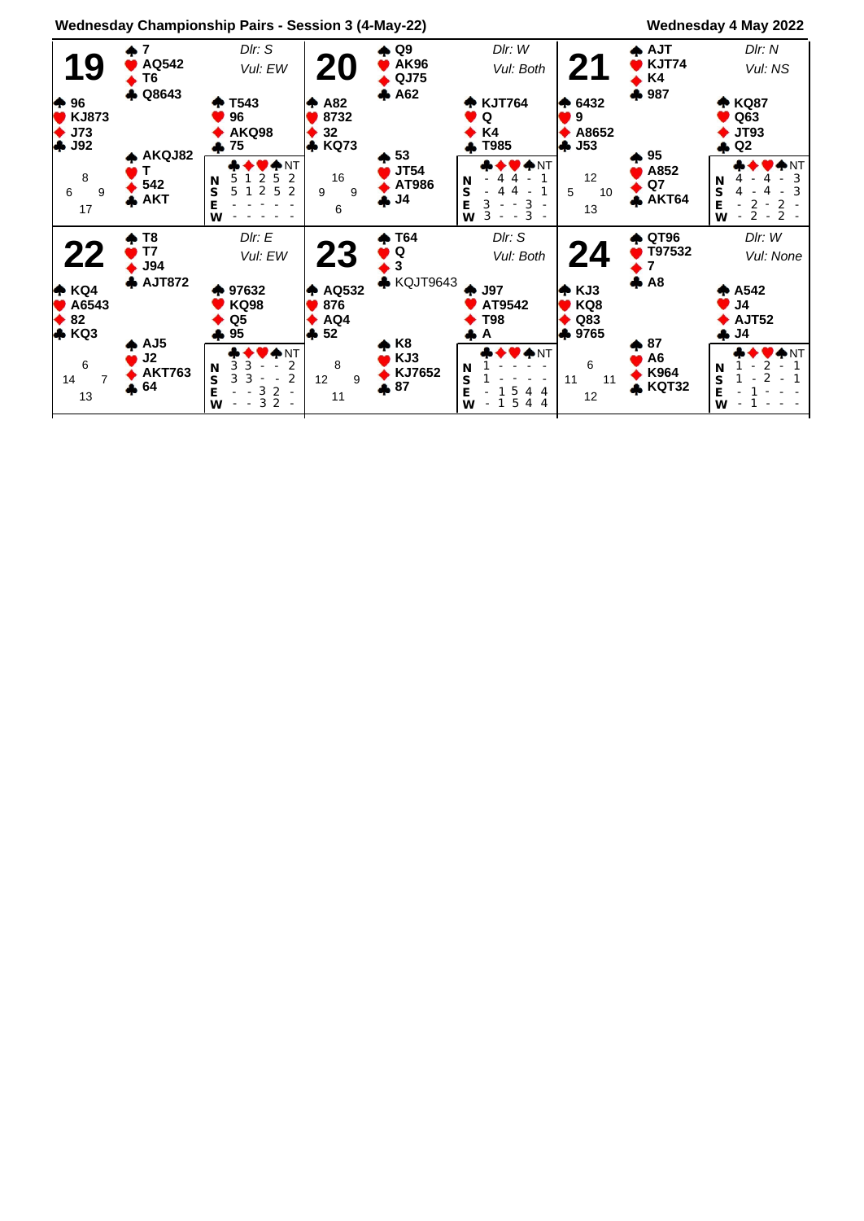## Wednesday Championship Pairs - Session 3 (4-May-22)

Wednesday 4 May 2022

### Board 19

Dlr: S, Vul: EW

North: ♠ 7 ♥ AQ542 ♦ T6 ♣ Q8643

West: ♠ 96 ♥ KJ873 ♦ J73 ♣ J92

East: ♠ T543 ♥ 96 ♦ AKQ98 ♣ 75

South: ♠ AKQJ82 ♥ T ♦ 542 ♣ AKT

HCP: N 8, E 9, S 17, W 6

| | ♣ | ♦ | ♥ | ♠ | NT |
|---|---|---|---|---|---|
| N | 5 | 1 | 2 | 5 | 2 |
| S | 5 | 1 | 2 | 5 | 2 |
| E | - | - | - | - | - |
| W | - | - | - | - | - |

### Board 20

Dlr: W, Vul: Both

North: ♠ Q9 ♥ AK96 ♦ QJ75 ♣ A62

West: ♠ A82 ♥ 8732 ♦ 32 ♣ KQ73

East: ♠ KJT764 ♥ Q ♦ K4 ♣ T985

South: ♠ 53 ♥ JT54 ♦ AT986 ♣ J4

HCP: N 16, E 9, S 6, W 9

| | ♣ | ♦ | ♥ | ♠ | NT |
|---|---|---|---|---|---|
| N | - | 4 | 4 | - | 1 |
| S | - | 4 | 4 | - | 1 |
| E | 3 | - | - | 3 | - |
| W | 3 | - | - | 3 | - |

### Board 21

Dlr: N, Vul: NS

North: ♠ AJT ♥ KJT74 ♦ K4 ♣ 987

West: ♠ 6432 ♥ 9 ♦ A8652 ♣ J53

East: ♠ KQ87 ♥ Q63 ♦ JT93 ♣ Q2

South: ♠ 95 ♥ A852 ♦ Q7 ♣ AKT64

HCP: N 12, E 10, S 13, W 5

| | ♣ | ♦ | ♥ | ♠ | NT |
|---|---|---|---|---|---|
| N | 4 | - | 4 | - | 3 |
| S | 4 | - | 4 | - | 3 |
| E | - | 2 | - | 2 | - |
| W | - | 2 | - | 2 | - |

### Board 22

Dlr: E, Vul: EW

North: ♠ T8 ♥ T7 ♦ J94 ♣ AJT872

West: ♠ KQ4 ♥ A6543 ♦ 82 ♣ KQ3

East: ♠ 97632 ♥ KQ98 ♦ Q5 ♣ 95

South: ♠ AJ5 ♥ J2 ♦ AKT763 ♣ 64

HCP: N 6, E 7, S 13, W 14

| | ♣ | ♦ | ♥ | ♠ | NT |
|---|---|---|---|---|---|
| N | 3 | 3 | - | - | 2 |
| S | 3 | 3 | - | - | 2 |
| E | - | - | 3 | 2 | - |
| W | - | - | 3 | 2 | - |

### Board 23

Dlr: S, Vul: Both

North: ♠ T64 ♥ Q ♦ 3 ♣ KQJT9643

West: ♠ AQ532 ♥ 876 ♦ AQ4 ♣ 52

East: ♠ J97 ♥ AT9542 ♦ T98 ♣ A

South: ♠ K8 ♥ KJ3 ♦ KJ7652 ♣ 87

HCP: N 8, E 9, S 11, W 12

| | ♣ | ♦ | ♥ | ♠ | NT |
|---|---|---|---|---|---|
| N | 1 | - | - | - | - |
| S | 1 | - | - | - | - |
| E | - | 1 | 5 | 4 | 4 |
| W | - | 1 | 5 | 4 | 4 |

### Board 24

Dlr: W, Vul: None

North: ♠ QT96 ♥ T97532 ♦ 7 ♣ A8

West: ♠ KJ3 ♥ KQ8 ♦ Q83 ♣ 9765

East: ♠ A542 ♥ J4 ♦ AJT52 ♣ J4

South: ♠ 87 ♥ A6 ♦ K964 ♣ KQT32

HCP: N 6, E 11, S 12, W 11

| | ♣ | ♦ | ♥ | ♠ | NT |
|---|---|---|---|---|---|
| N | 1 | - | 2 | - | 1 |
| S | 1 | - | 2 | - | 1 |
| E | - | 1 | - | - | - |
| W | - | 1 | - | - | - |